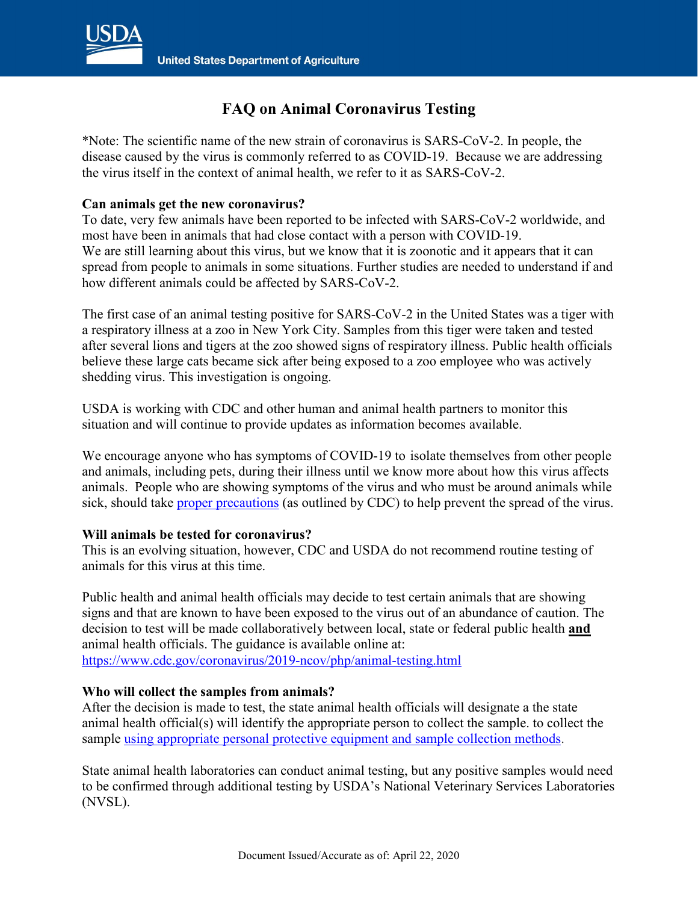# FAQ on Animal Coronavirus Testing

*Note: The scientific name of the new strain of coronavirus is SARS-CoV-2. In people, the disease caused by the virus is commonly referred to as COVID-19. Because we are addressing the virus itself in the context of animal health, we refer to it as SARS-CoV-2.

**Can animals get the new coronavirus?**
To date, very few animals have been reported to be infected with SARS-CoV-2 worldwide, and most have been in animals that had close contact with a person with COVID-19.
We are still learning about this virus, but we know that it is zoonotic and it appears that it can spread from people to animals in some situations. Further studies are needed to understand if and how different animals could be affected by SARS-CoV-2.

The first case of an animal testing positive for SARS-CoV-2 in the United States was a tiger with a respiratory illness at a zoo in New York City. Samples from this tiger were taken and tested after several lions and tigers at the zoo showed signs of respiratory illness. Public health officials believe these large cats became sick after being exposed to a zoo employee who was actively shedding virus. This investigation is ongoing.

USDA is working with CDC and other human and animal health partners to monitor this situation and will continue to provide updates as information becomes available.

We encourage anyone who has symptoms of COVID-19 to isolate themselves from other people and animals, including pets, during their illness until we know more about how this virus affects animals. People who are showing symptoms of the virus and who must be around animals while sick, should take proper precautions (as outlined by CDC) to help prevent the spread of the virus.

**Will animals be tested for coronavirus?**
This is an evolving situation, however, CDC and USDA do not recommend routine testing of animals for this virus at this time.

Public health and animal health officials may decide to test certain animals that are showing signs and that are known to have been exposed to the virus out of an abundance of caution. The decision to test will be made collaboratively between local, state or federal public health **and** animal health officials. The guidance is available online at:
https://www.cdc.gov/coronavirus/2019-ncov/php/animal-testing.html

**Who will collect the samples from animals?**
After the decision is made to test, the state animal health officials will designate a the state animal health official(s) will identify the appropriate person to collect the sample. to collect the sample using appropriate personal protective equipment and sample collection methods.

State animal health laboratories can conduct animal testing, but any positive samples would need to be confirmed through additional testing by USDA's National Veterinary Services Laboratories (NVSL).

Document Issued/Accurate as of: April 22, 2020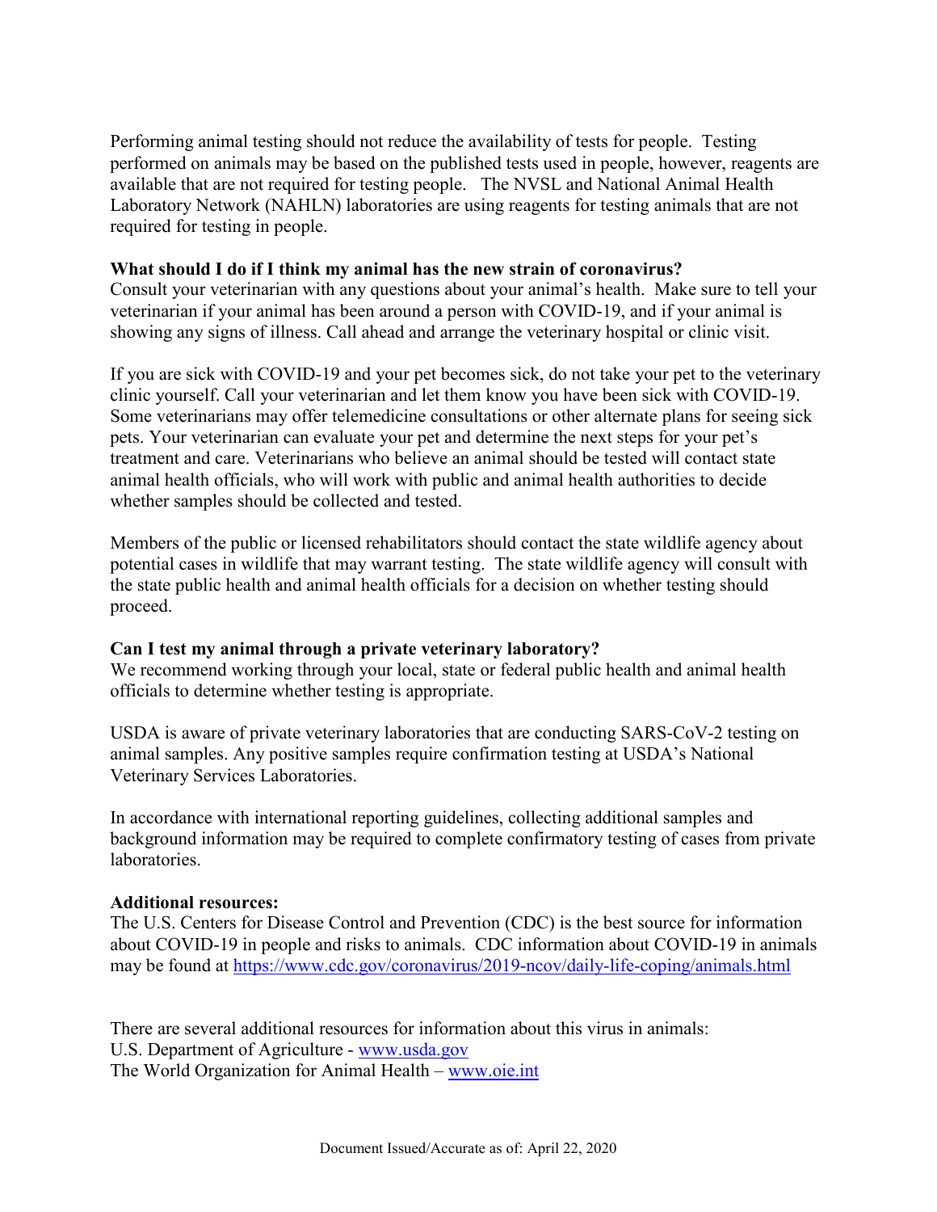Performing animal testing should not reduce the availability of tests for people. Testing performed on animals may be based on the published tests used in people, however, reagents are available that are not required for testing people. The NVSL and National Animal Health Laboratory Network (NAHLN) laboratories are using reagents for testing animals that are not required for testing in people.

**What should I do if I think my animal has the new strain of coronavirus?**

Consult your veterinarian with any questions about your animal's health. Make sure to tell your veterinarian if your animal has been around a person with COVID-19, and if your animal is showing any signs of illness. Call ahead and arrange the veterinary hospital or clinic visit.

If you are sick with COVID-19 and your pet becomes sick, do not take your pet to the veterinary clinic yourself. Call your veterinarian and let them know you have been sick with COVID-19. Some veterinarians may offer telemedicine consultations or other alternate plans for seeing sick pets. Your veterinarian can evaluate your pet and determine the next steps for your pet's treatment and care. Veterinarians who believe an animal should be tested will contact state animal health officials, who will work with public and animal health authorities to decide whether samples should be collected and tested.

Members of the public or licensed rehabilitators should contact the state wildlife agency about potential cases in wildlife that may warrant testing. The state wildlife agency will consult with the state public health and animal health officials for a decision on whether testing should proceed.

**Can I test my animal through a private veterinary laboratory?**

We recommend working through your local, state or federal public health and animal health officials to determine whether testing is appropriate.

USDA is aware of private veterinary laboratories that are conducting SARS-CoV-2 testing on animal samples. Any positive samples require confirmation testing at USDA's National Veterinary Services Laboratories.

In accordance with international reporting guidelines, collecting additional samples and background information may be required to complete confirmatory testing of cases from private laboratories.

**Additional resources:**

The U.S. Centers for Disease Control and Prevention (CDC) is the best source for information about COVID-19 in people and risks to animals. CDC information about COVID-19 in animals may be found at https://www.cdc.gov/coronavirus/2019-ncov/daily-life-coping/animals.html

There are several additional resources for information about this virus in animals:
U.S. Department of Agriculture - www.usda.gov
The World Organization for Animal Health – www.oie.int

Document Issued/Accurate as of: April 22, 2020